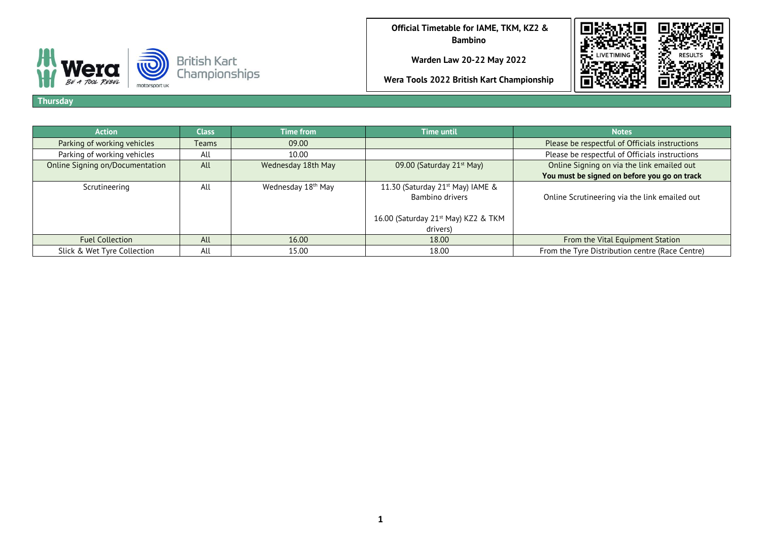**Official Timetable for IAME, TKM, KZ2 & Bambino**

**Warden Law 20-22 May 2022**

**Wera Tools 2022 British Kart Championship**

LIVE TIMING RESULTS

## Thursday

| Action | Class | Time from | Time until | Notes |
|---|---|---|---|---|
| Parking of working vehicles | Teams | 09.00 | | Please be respectful of Officials instructions |
| Parking of working vehicles | All | 10.00 | | Please be respectful of Officials instructions |
| Online Signing on/Documentation | All | Wednesday 18th May | 09.00 (Saturday 21st May) | Online Signing on via the link emailed out **You must be signed on before you go on track** |
| Scrutineering | All | Wednesday 18th May | 11.30 (Saturday 21st May) IAME & Bambino drivers<br><br>16.00 (Saturday 21st May) KZ2 & TKM drivers) | Online Scrutineering via the link emailed out |
| Fuel Collection | All | 16.00 | 18.00 | From the Vital Equipment Station |
| Slick & Wet Tyre Collection | All | 15.00 | 18.00 | From the Tyre Distribution centre (Race Centre) |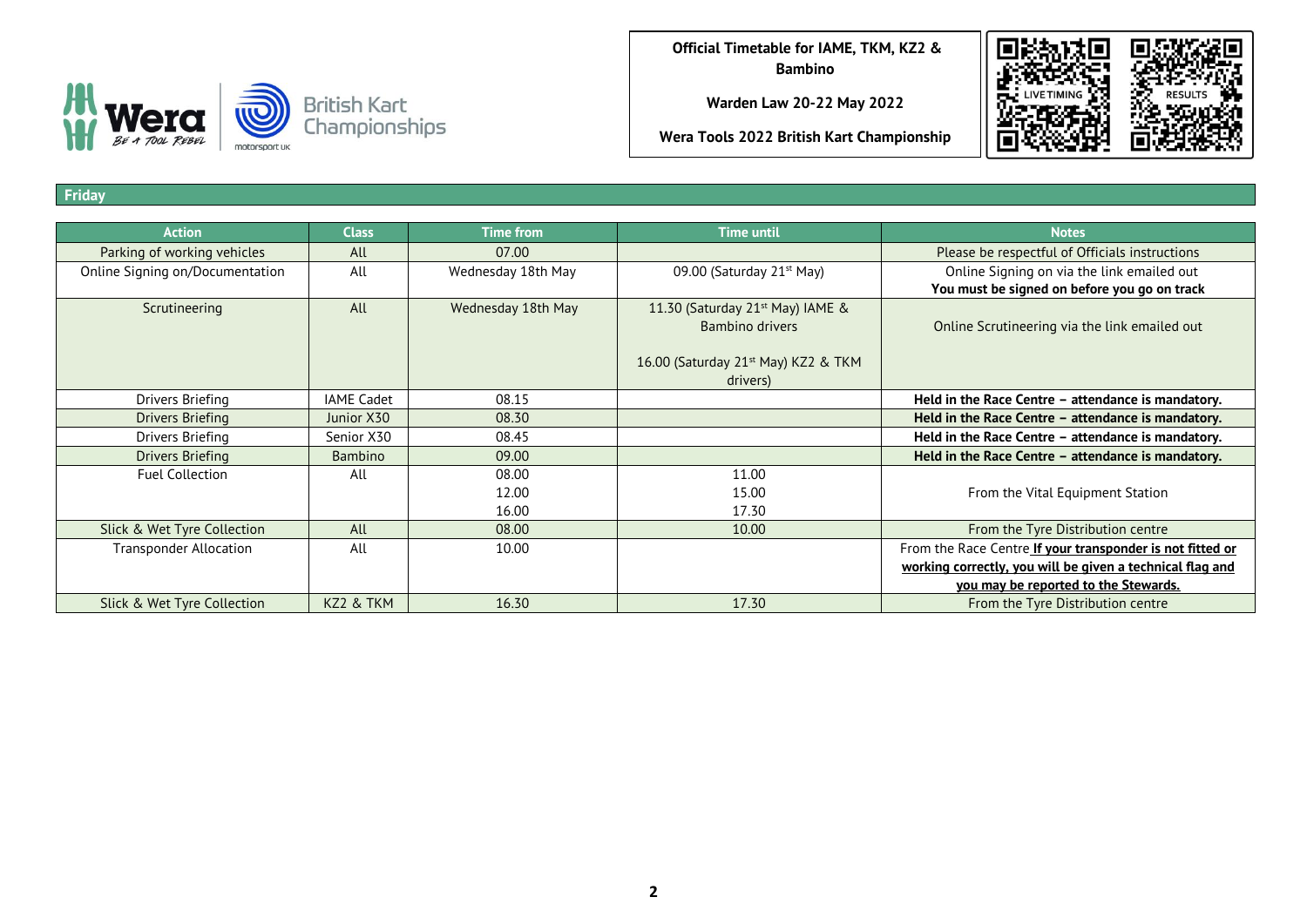**Official Timetable for IAME, TKM, KZ2 & Bambino**

**Warden Law 20-22 May 2022**

**Wera Tools 2022 British Kart Championship**

LIVE TIMING

RESULTS

## Friday

| Action | Class | Time from | Time until | Notes |
|---|---|---|---|---|
| Parking of working vehicles | All | 07.00 | | Please be respectful of Officials instructions |
| Online Signing on/Documentation | All | Wednesday 18th May | 09.00 (Saturday 21st May) | Online Signing on via the link emailed out **You must be signed on before you go on track** |
| Scrutineering | All | Wednesday 18th May | 11.30 (Saturday 21st May) IAME & Bambino drivers<br><br>16.00 (Saturday 21st May) KZ2 & TKM drivers) | Online Scrutineering via the link emailed out |
| Drivers Briefing | IAME Cadet | 08.15 | | **Held in the Race Centre – attendance is mandatory.** |
| Drivers Briefing | Junior X30 | 08.30 | | **Held in the Race Centre – attendance is mandatory.** |
| Drivers Briefing | Senior X30 | 08.45 | | **Held in the Race Centre – attendance is mandatory.** |
| Drivers Briefing | Bambino | 09.00 | | **Held in the Race Centre – attendance is mandatory.** |
| Fuel Collection | All | 08.00<br>12.00<br>16.00 | 11.00<br>15.00<br>17.30 | From the Vital Equipment Station |
| Slick & Wet Tyre Collection | All | 08.00 | 10.00 | From the Tyre Distribution centre |
| Transponder Allocation | All | 10.00 | | From the Race Centre **If your transponder is not fitted or working correctly, you will be given a technical flag and you may be reported to the Stewards.** |
| Slick & Wet Tyre Collection | KZ2 & TKM | 16.30 | 17.30 | From the Tyre Distribution centre |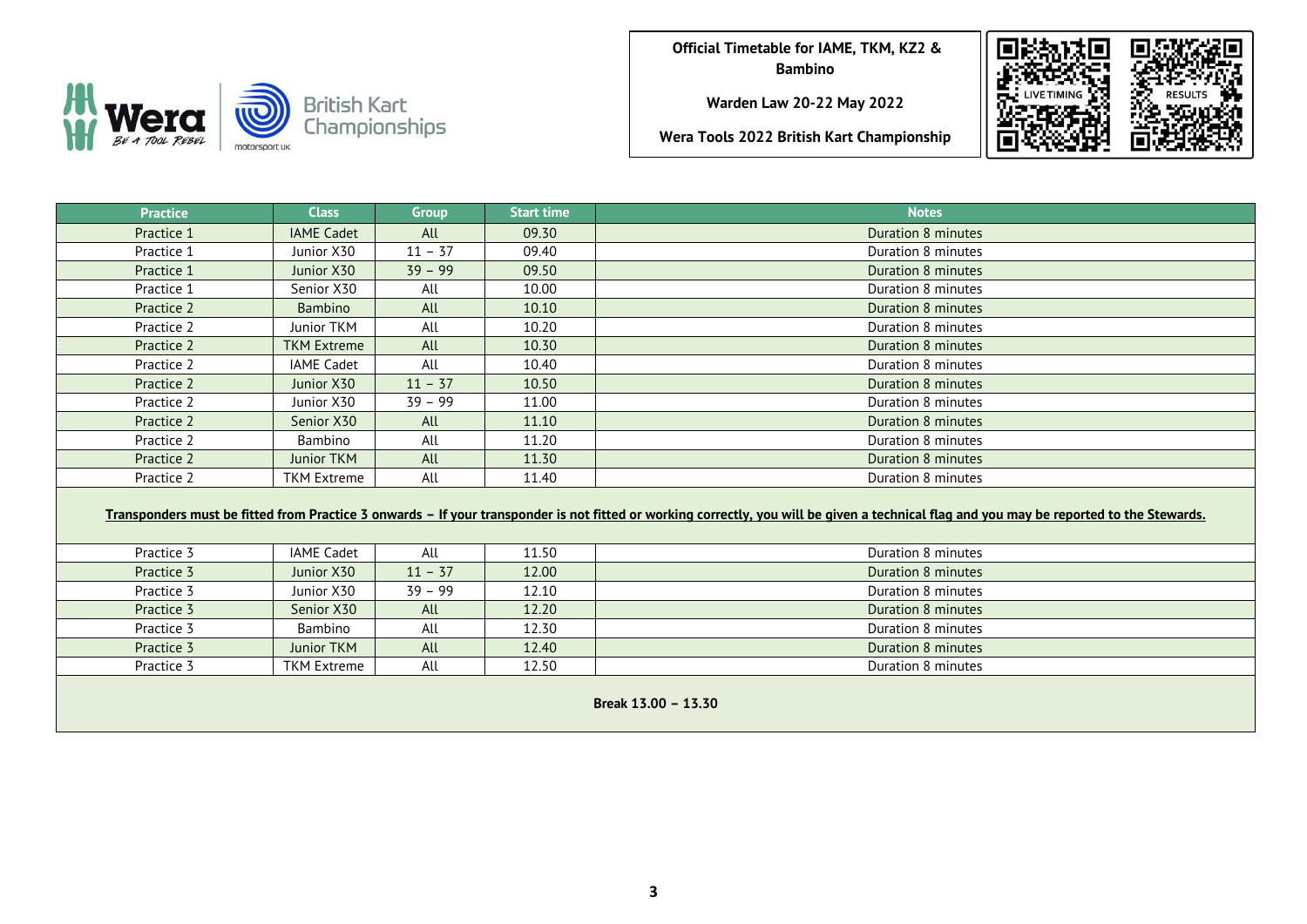**Official Timetable for IAME, TKM, KZ2 & Bambino**

**Warden Law 20-22 May 2022**

**Wera Tools 2022 British Kart Championship**

LIVE TIMING RESULTS

| Practice | Class | Group | Start time | Notes |
|---|---|---|---|---|
| Practice 1 | IAME Cadet | All | 09.30 | Duration 8 minutes |
| Practice 1 | Junior X30 | 11 – 37 | 09.40 | Duration 8 minutes |
| Practice 1 | Junior X30 | 39 – 99 | 09.50 | Duration 8 minutes |
| Practice 1 | Senior X30 | All | 10.00 | Duration 8 minutes |
| Practice 2 | Bambino | All | 10.10 | Duration 8 minutes |
| Practice 2 | Junior TKM | All | 10.20 | Duration 8 minutes |
| Practice 2 | TKM Extreme | All | 10.30 | Duration 8 minutes |
| Practice 2 | IAME Cadet | All | 10.40 | Duration 8 minutes |
| Practice 2 | Junior X30 | 11 – 37 | 10.50 | Duration 8 minutes |
| Practice 2 | Junior X30 | 39 – 99 | 11.00 | Duration 8 minutes |
| Practice 2 | Senior X30 | All | 11.10 | Duration 8 minutes |
| Practice 2 | Bambino | All | 11.20 | Duration 8 minutes |
| Practice 2 | Junior TKM | All | 11.30 | Duration 8 minutes |
| Practice 2 | TKM Extreme | All | 11.40 | Duration 8 minutes |
| **Transponders must be fitted from Practice 3 onwards – If your transponder is not fitted or working correctly, you will be given a technical flag and you may be reported to the Stewards.** | | | | |
| Practice 3 | IAME Cadet | All | 11.50 | Duration 8 minutes |
| Practice 3 | Junior X30 | 11 – 37 | 12.00 | Duration 8 minutes |
| Practice 3 | Junior X30 | 39 – 99 | 12.10 | Duration 8 minutes |
| Practice 3 | Senior X30 | All | 12.20 | Duration 8 minutes |
| Practice 3 | Bambino | All | 12.30 | Duration 8 minutes |
| Practice 3 | Junior TKM | All | 12.40 | Duration 8 minutes |
| Practice 3 | TKM Extreme | All | 12.50 | Duration 8 minutes |
| **Break 13.00 – 13.30** | | | | |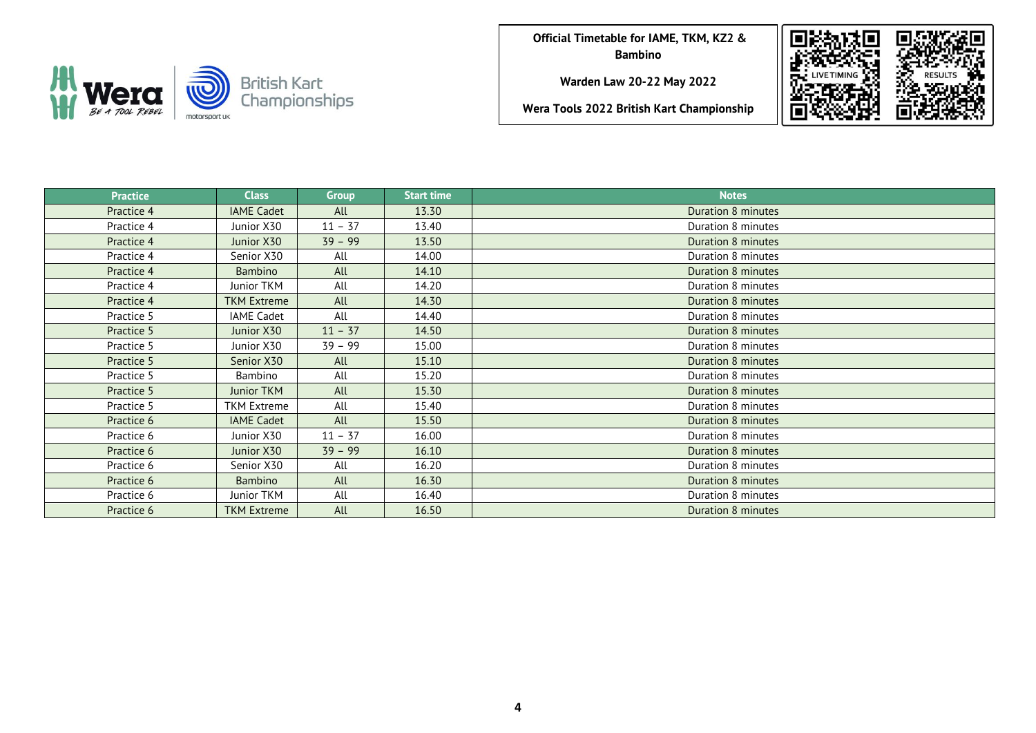**Official Timetable for IAME, TKM, KZ2 & Bambino**

**Warden Law 20-22 May 2022**

**Wera Tools 2022 British Kart Championship**

| Practice | Class | Group | Start time | Notes |
|---|---|---|---|---|
| Practice 4 | IAME Cadet | All | 13.30 | Duration 8 minutes |
| Practice 4 | Junior X30 | 11 – 37 | 13.40 | Duration 8 minutes |
| Practice 4 | Junior X30 | 39 – 99 | 13.50 | Duration 8 minutes |
| Practice 4 | Senior X30 | All | 14.00 | Duration 8 minutes |
| Practice 4 | Bambino | All | 14.10 | Duration 8 minutes |
| Practice 4 | Junior TKM | All | 14.20 | Duration 8 minutes |
| Practice 4 | TKM Extreme | All | 14.30 | Duration 8 minutes |
| Practice 5 | IAME Cadet | All | 14.40 | Duration 8 minutes |
| Practice 5 | Junior X30 | 11 – 37 | 14.50 | Duration 8 minutes |
| Practice 5 | Junior X30 | 39 – 99 | 15.00 | Duration 8 minutes |
| Practice 5 | Senior X30 | All | 15.10 | Duration 8 minutes |
| Practice 5 | Bambino | All | 15.20 | Duration 8 minutes |
| Practice 5 | Junior TKM | All | 15.30 | Duration 8 minutes |
| Practice 5 | TKM Extreme | All | 15.40 | Duration 8 minutes |
| Practice 6 | IAME Cadet | All | 15.50 | Duration 8 minutes |
| Practice 6 | Junior X30 | 11 – 37 | 16.00 | Duration 8 minutes |
| Practice 6 | Junior X30 | 39 – 99 | 16.10 | Duration 8 minutes |
| Practice 6 | Senior X30 | All | 16.20 | Duration 8 minutes |
| Practice 6 | Bambino | All | 16.30 | Duration 8 minutes |
| Practice 6 | Junior TKM | All | 16.40 | Duration 8 minutes |
| Practice 6 | TKM Extreme | All | 16.50 | Duration 8 minutes |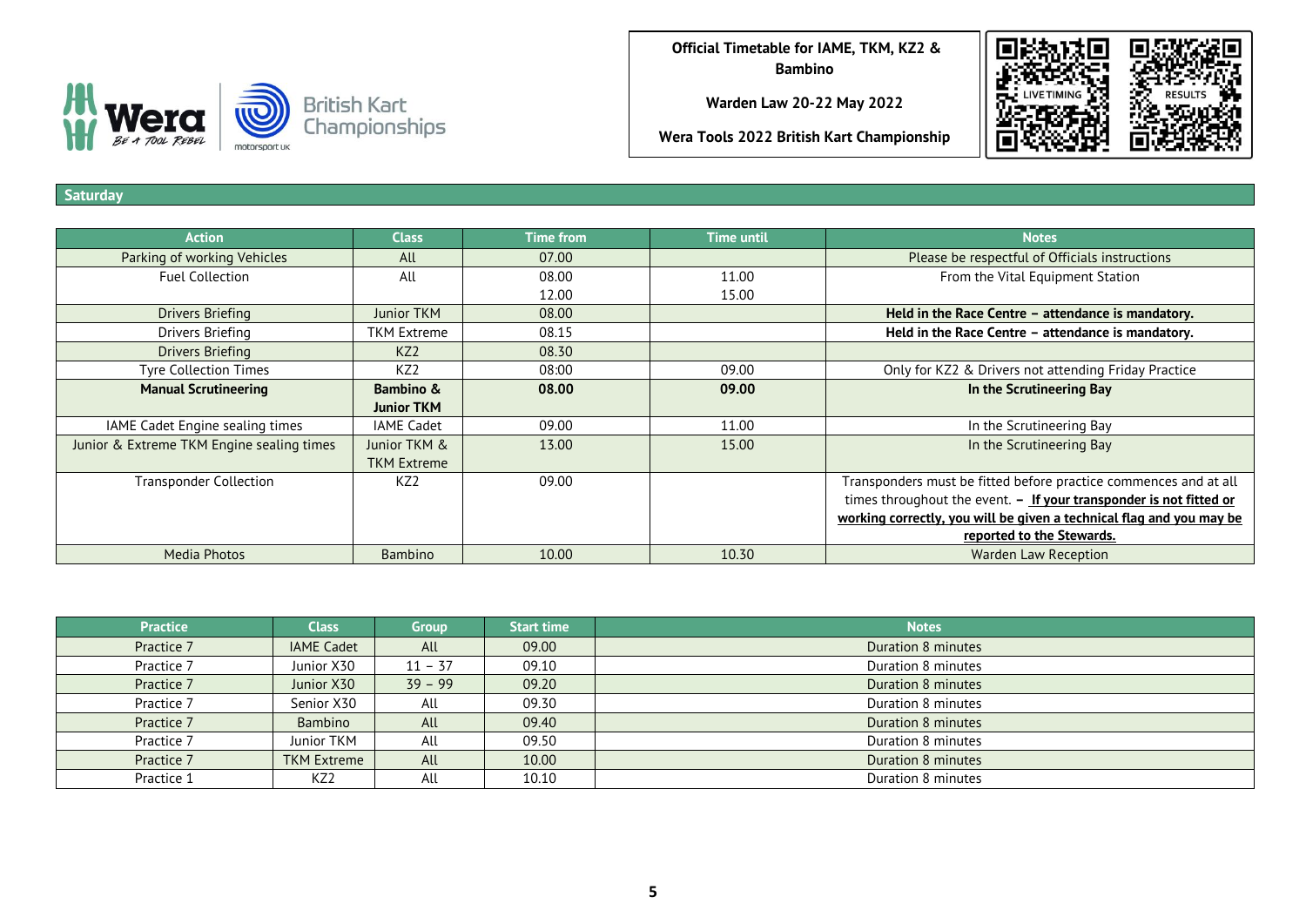**Official Timetable for IAME, TKM, KZ2 & Bambino**

**Warden Law 20-22 May 2022**

**Wera Tools 2022 British Kart Championship**

LIVE TIMING RESULTS

## Saturday

| Action | Class | Time from | Time until | Notes |
|---|---|---|---|---|
| Parking of working Vehicles | All | 07.00 | | Please be respectful of Officials instructions |
| Fuel Collection | All | 08.00<br>12.00 | 11.00<br>15.00 | From the Vital Equipment Station |
| Drivers Briefing | Junior TKM | 08.00 | | **Held in the Race Centre – attendance is mandatory.** |
| Drivers Briefing | TKM Extreme | 08.15 | | **Held in the Race Centre – attendance is mandatory.** |
| Drivers Briefing | KZ2 | 08.30 | | |
| Tyre Collection Times | KZ2 | 08:00 | 09.00 | Only for KZ2 & Drivers not attending Friday Practice |
| **Manual Scrutineering** | **Bambino & Junior TKM** | **08.00** | **09.00** | **In the Scrutineering Bay** |
| IAME Cadet Engine sealing times | IAME Cadet | 09.00 | 11.00 | In the Scrutineering Bay |
| Junior & Extreme TKM Engine sealing times | Junior TKM & TKM Extreme | 13.00 | 15.00 | In the Scrutineering Bay |
| Transponder Collection | KZ2 | 09.00 | | Transponders must be fitted before practice commences and at all times throughout the event. – **If your transponder is not fitted or working correctly, you will be given a technical flag and you may be reported to the Stewards.** |
| Media Photos | Bambino | 10.00 | 10.30 | Warden Law Reception |

| Practice | Class | Group | Start time | Notes |
|---|---|---|---|---|
| Practice 7 | IAME Cadet | All | 09.00 | Duration 8 minutes |
| Practice 7 | Junior X30 | 11 – 37 | 09.10 | Duration 8 minutes |
| Practice 7 | Junior X30 | 39 – 99 | 09.20 | Duration 8 minutes |
| Practice 7 | Senior X30 | All | 09.30 | Duration 8 minutes |
| Practice 7 | Bambino | All | 09.40 | Duration 8 minutes |
| Practice 7 | Junior TKM | All | 09.50 | Duration 8 minutes |
| Practice 7 | TKM Extreme | All | 10.00 | Duration 8 minutes |
| Practice 1 | KZ2 | All | 10.10 | Duration 8 minutes |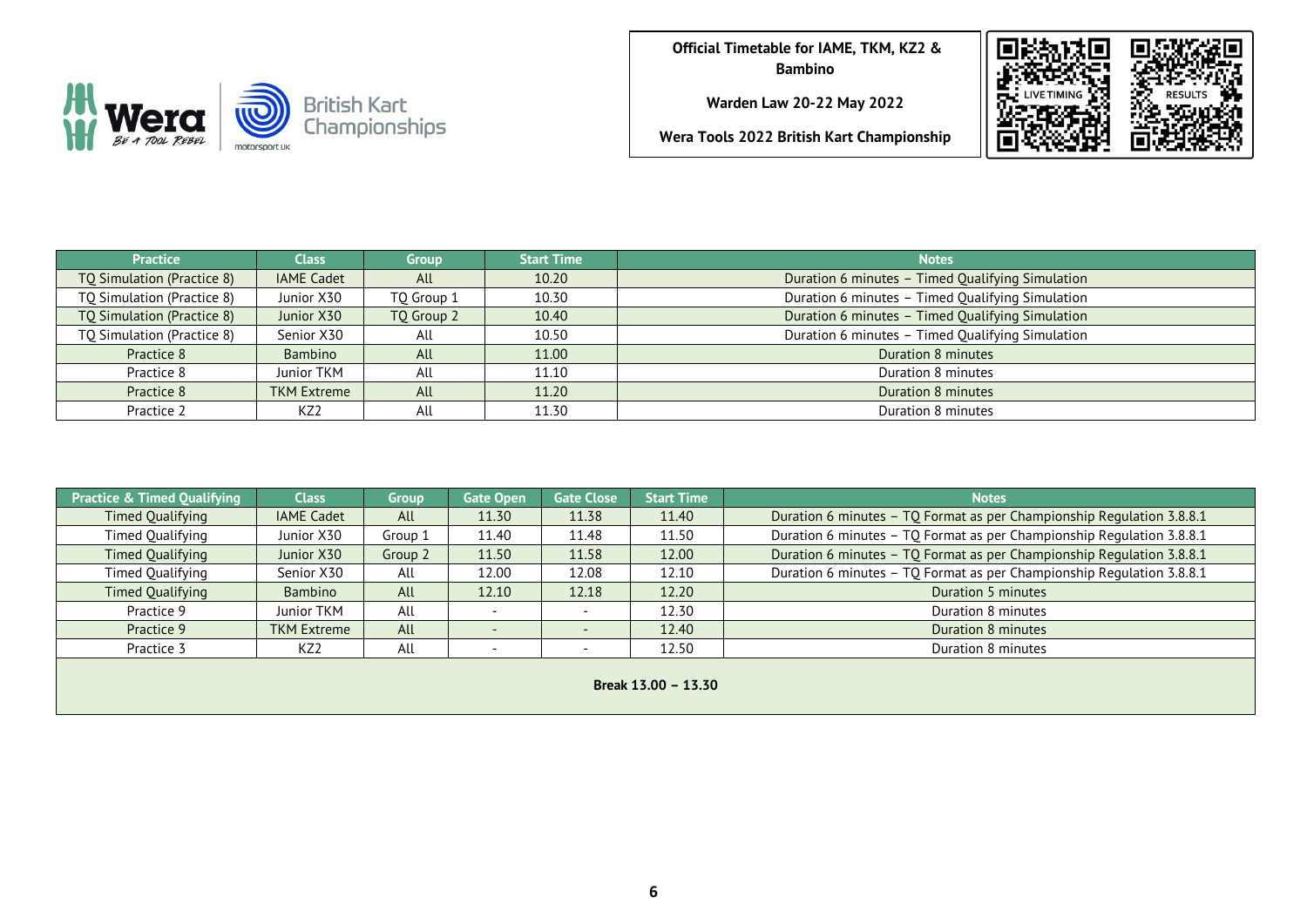**Official Timetable for IAME, TKM, KZ2 & Bambino**

**Warden Law 20-22 May 2022**

**Wera Tools 2022 British Kart Championship**

LIVE TIMING

RESULTS

| Practice | Class | Group | Start Time | Notes |
|---|---|---|---|---|
| TQ Simulation (Practice 8) | IAME Cadet | All | 10.20 | Duration 6 minutes – Timed Qualifying Simulation |
| TQ Simulation (Practice 8) | Junior X30 | TQ Group 1 | 10.30 | Duration 6 minutes – Timed Qualifying Simulation |
| TQ Simulation (Practice 8) | Junior X30 | TQ Group 2 | 10.40 | Duration 6 minutes – Timed Qualifying Simulation |
| TQ Simulation (Practice 8) | Senior X30 | All | 10.50 | Duration 6 minutes – Timed Qualifying Simulation |
| Practice 8 | Bambino | All | 11.00 | Duration 8 minutes |
| Practice 8 | Junior TKM | All | 11.10 | Duration 8 minutes |
| Practice 8 | TKM Extreme | All | 11.20 | Duration 8 minutes |
| Practice 2 | KZ2 | All | 11.30 | Duration 8 minutes |

| Practice & Timed Qualifying | Class | Group | Gate Open | Gate Close | Start Time | Notes |
|---|---|---|---|---|---|---|
| Timed Qualifying | IAME Cadet | All | 11.30 | 11.38 | 11.40 | Duration 6 minutes – TQ Format as per Championship Regulation 3.8.8.1 |
| Timed Qualifying | Junior X30 | Group 1 | 11.40 | 11.48 | 11.50 | Duration 6 minutes – TQ Format as per Championship Regulation 3.8.8.1 |
| Timed Qualifying | Junior X30 | Group 2 | 11.50 | 11.58 | 12.00 | Duration 6 minutes – TQ Format as per Championship Regulation 3.8.8.1 |
| Timed Qualifying | Senior X30 | All | 12.00 | 12.08 | 12.10 | Duration 6 minutes – TQ Format as per Championship Regulation 3.8.8.1 |
| Timed Qualifying | Bambino | All | 12.10 | 12.18 | 12.20 | Duration 5 minutes |
| Practice 9 | Junior TKM | All | - | - | 12.30 | Duration 8 minutes |
| Practice 9 | TKM Extreme | All | - | - | 12.40 | Duration 8 minutes |
| Practice 3 | KZ2 | All | - | - | 12.50 | Duration 8 minutes |
| **Break 13.00 – 13.30** | | | | | | |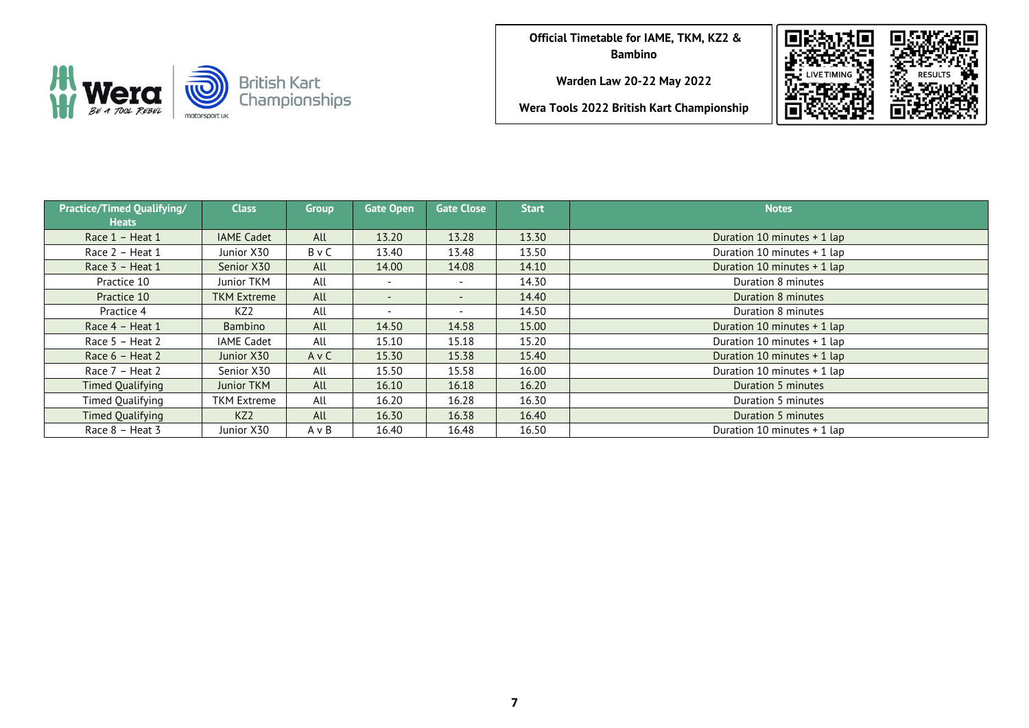**Official Timetable for IAME, TKM, KZ2 & Bambino**

**Warden Law 20-22 May 2022**

**Wera Tools 2022 British Kart Championship**

LIVE TIMING

RESULTS

| Practice/Timed Qualifying/ Heats | Class | Group | Gate Open | Gate Close | Start | Notes |
|---|---|---|---|---|---|---|
| Race 1 – Heat 1 | IAME Cadet | All | 13.20 | 13.28 | 13.30 | Duration 10 minutes + 1 lap |
| Race 2 – Heat 1 | Junior X30 | B v C | 13.40 | 13.48 | 13.50 | Duration 10 minutes + 1 lap |
| Race 3 – Heat 1 | Senior X30 | All | 14.00 | 14.08 | 14.10 | Duration 10 minutes + 1 lap |
| Practice 10 | Junior TKM | All | - | - | 14.30 | Duration 8 minutes |
| Practice 10 | TKM Extreme | All | - | - | 14.40 | Duration 8 minutes |
| Practice 4 | KZ2 | All | - | - | 14.50 | Duration 8 minutes |
| Race 4 – Heat 1 | Bambino | All | 14.50 | 14.58 | 15.00 | Duration 10 minutes + 1 lap |
| Race 5 – Heat 2 | IAME Cadet | All | 15.10 | 15.18 | 15.20 | Duration 10 minutes + 1 lap |
| Race 6 – Heat 2 | Junior X30 | A v C | 15.30 | 15.38 | 15.40 | Duration 10 minutes + 1 lap |
| Race 7 – Heat 2 | Senior X30 | All | 15.50 | 15.58 | 16.00 | Duration 10 minutes + 1 lap |
| Timed Qualifying | Junior TKM | All | 16.10 | 16.18 | 16.20 | Duration 5 minutes |
| Timed Qualifying | TKM Extreme | All | 16.20 | 16.28 | 16.30 | Duration 5 minutes |
| Timed Qualifying | KZ2 | All | 16.30 | 16.38 | 16.40 | Duration 5 minutes |
| Race 8 – Heat 3 | Junior X30 | A v B | 16.40 | 16.48 | 16.50 | Duration 10 minutes + 1 lap |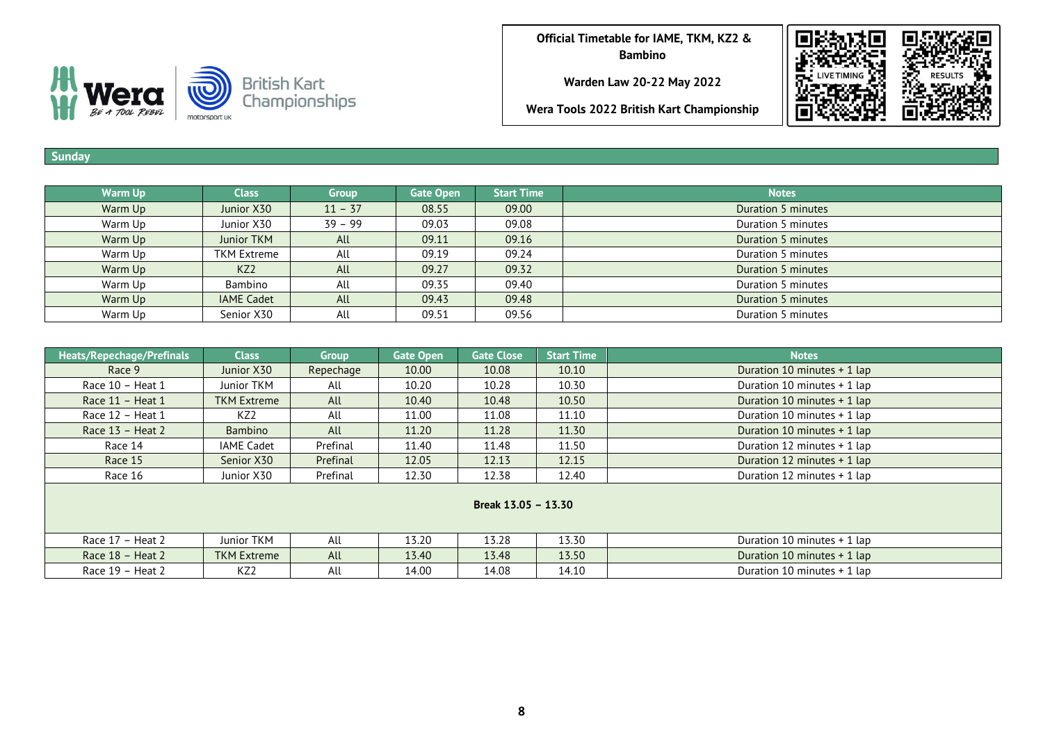**Official Timetable for IAME, TKM, KZ2 & Bambino**

**Warden Law 20-22 May 2022**

**Wera Tools 2022 British Kart Championship**

## Sunday

| Warm Up | Class | Group | Gate Open | Start Time | Notes |
|---|---|---|---|---|---|
| Warm Up | Junior X30 | 11 – 37 | 08.55 | 09.00 | Duration 5 minutes |
| Warm Up | Junior X30 | 39 – 99 | 09.03 | 09.08 | Duration 5 minutes |
| Warm Up | Junior TKM | All | 09.11 | 09.16 | Duration 5 minutes |
| Warm Up | TKM Extreme | All | 09.19 | 09.24 | Duration 5 minutes |
| Warm Up | KZ2 | All | 09.27 | 09.32 | Duration 5 minutes |
| Warm Up | Bambino | All | 09.35 | 09.40 | Duration 5 minutes |
| Warm Up | IAME Cadet | All | 09.43 | 09.48 | Duration 5 minutes |
| Warm Up | Senior X30 | All | 09.51 | 09.56 | Duration 5 minutes |

| Heats/Repechage/Prefinals | Class | Group | Gate Open | Gate Close | Start Time | Notes |
|---|---|---|---|---|---|---|
| Race 9 | Junior X30 | Repechage | 10.00 | 10.08 | 10.10 | Duration 10 minutes + 1 lap |
| Race 10 – Heat 1 | Junior TKM | All | 10.20 | 10.28 | 10.30 | Duration 10 minutes + 1 lap |
| Race 11 – Heat 1 | TKM Extreme | All | 10.40 | 10.48 | 10.50 | Duration 10 minutes + 1 lap |
| Race 12 – Heat 1 | KZ2 | All | 11.00 | 11.08 | 11.10 | Duration 10 minutes + 1 lap |
| Race 13 – Heat 2 | Bambino | All | 11.20 | 11.28 | 11.30 | Duration 10 minutes + 1 lap |
| Race 14 | IAME Cadet | Prefinal | 11.40 | 11.48 | 11.50 | Duration 12 minutes + 1 lap |
| Race 15 | Senior X30 | Prefinal | 12.05 | 12.13 | 12.15 | Duration 12 minutes + 1 lap |
| Race 16 | Junior X30 | Prefinal | 12.30 | 12.38 | 12.40 | Duration 12 minutes + 1 lap |
| **Break 13.05 – 13.30** | | | | | | |
| Race 17 – Heat 2 | Junior TKM | All | 13.20 | 13.28 | 13.30 | Duration 10 minutes + 1 lap |
| Race 18 – Heat 2 | TKM Extreme | All | 13.40 | 13.48 | 13.50 | Duration 10 minutes + 1 lap |
| Race 19 – Heat 2 | KZ2 | All | 14.00 | 14.08 | 14.10 | Duration 10 minutes + 1 lap |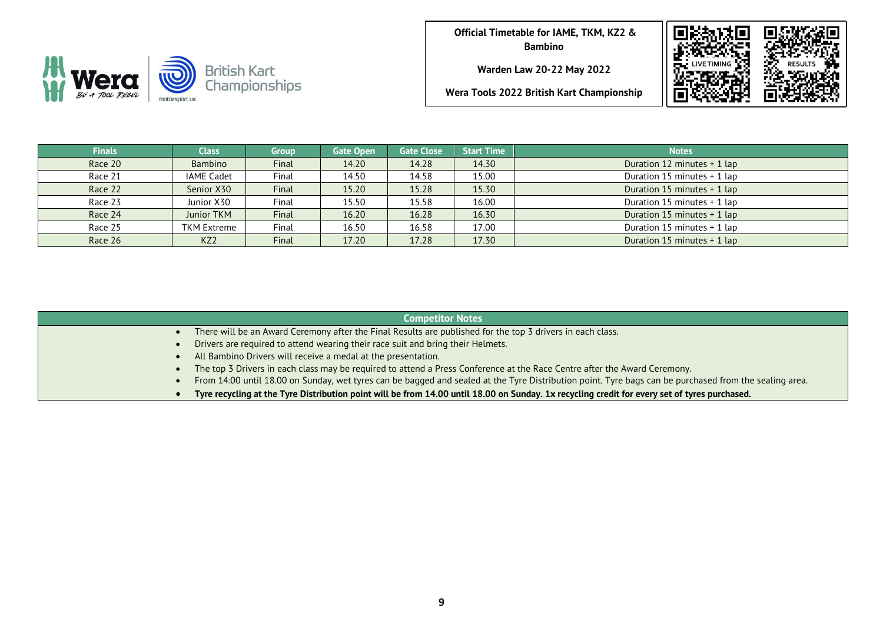**Official Timetable for IAME, TKM, KZ2 & Bambino**

**Warden Law 20-22 May 2022**

**Wera Tools 2022 British Kart Championship**

LIVE TIMING

RESULTS

| Finals | Class | Group | Gate Open | Gate Close | Start Time | Notes |
|---|---|---|---|---|---|---|
| Race 20 | Bambino | Final | 14.20 | 14.28 | 14.30 | Duration 12 minutes + 1 lap |
| Race 21 | IAME Cadet | Final | 14.50 | 14.58 | 15.00 | Duration 15 minutes + 1 lap |
| Race 22 | Senior X30 | Final | 15.20 | 15.28 | 15.30 | Duration 15 minutes + 1 lap |
| Race 23 | Junior X30 | Final | 15.50 | 15.58 | 16.00 | Duration 15 minutes + 1 lap |
| Race 24 | Junior TKM | Final | 16.20 | 16.28 | 16.30 | Duration 15 minutes + 1 lap |
| Race 25 | TKM Extreme | Final | 16.50 | 16.58 | 17.00 | Duration 15 minutes + 1 lap |
| Race 26 | KZ2 | Final | 17.20 | 17.28 | 17.30 | Duration 15 minutes + 1 lap |

**Competitor Notes**

- There will be an Award Ceremony after the Final Results are published for the top 3 drivers in each class.
- Drivers are required to attend wearing their race suit and bring their Helmets.
- All Bambino Drivers will receive a medal at the presentation.
- The top 3 Drivers in each class may be required to attend a Press Conference at the Race Centre after the Award Ceremony.
- From 14:00 until 18.00 on Sunday, wet tyres can be bagged and sealed at the Tyre Distribution point. Tyre bags can be purchased from the sealing area.
- **Tyre recycling at the Tyre Distribution point will be from 14.00 until 18.00 on Sunday. 1x recycling credit for every set of tyres purchased.**